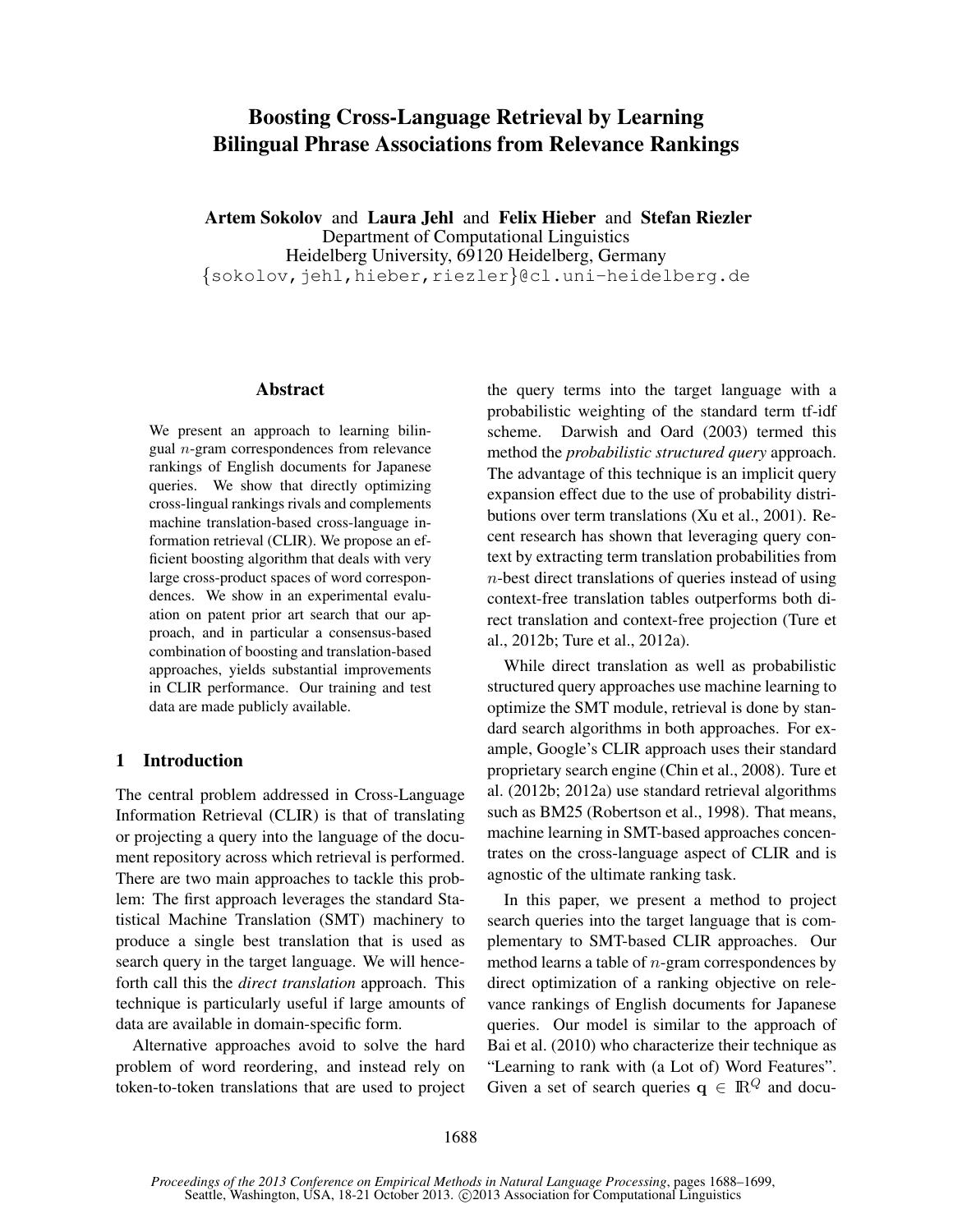# Boosting Cross-Language Retrieval by Learning Bilingual Phrase Associations from Relevance Rankings

**Artem Sokolov** and **Laura Jehl** and **Felix Hieber** and **Stefan Riezler**
Department of Computational Linguistics
Heidelberg University, 69120 Heidelberg, Germany
{sokolov,jehl,hieber,riezler}@cl.uni-heidelberg.de

## Abstract

We present an approach to learning bilingual $n$-gram correspondences from relevance rankings of English documents for Japanese queries. We show that directly optimizing cross-lingual rankings rivals and complements machine translation-based cross-language information retrieval (CLIR). We propose an efficient boosting algorithm that deals with very large cross-product spaces of word correspondences. We show in an experimental evaluation on patent prior art search that our approach, and in particular a consensus-based combination of boosting and translation-based approaches, yields substantial improvements in CLIR performance. Our training and test data are made publicly available.

## 1 Introduction

The central problem addressed in Cross-Language Information Retrieval (CLIR) is that of translating or projecting a query into the language of the document repository across which retrieval is performed. There are two main approaches to tackle this problem: The first approach leverages the standard Statistical Machine Translation (SMT) machinery to produce a single best translation that is used as search query in the target language. We will henceforth call this the *direct translation* approach. This technique is particularly useful if large amounts of data are available in domain-specific form.

Alternative approaches avoid to solve the hard problem of word reordering, and instead rely on token-to-token translations that are used to project the query terms into the target language with a probabilistic weighting of the standard term tf-idf scheme. Darwish and Oard (2003) termed this method the *probabilistic structured query* approach. The advantage of this technique is an implicit query expansion effect due to the use of probability distributions over term translations (Xu et al., 2001). Recent research has shown that leveraging query context by extracting term translation probabilities from $n$-best direct translations of queries instead of using context-free translation tables outperforms both direct translation and context-free projection (Ture et al., 2012b; Ture et al., 2012a).

While direct translation as well as probabilistic structured query approaches use machine learning to optimize the SMT module, retrieval is done by standard search algorithms in both approaches. For example, Google's CLIR approach uses their standard proprietary search engine (Chin et al., 2008). Ture et al. (2012b; 2012a) use standard retrieval algorithms such as BM25 (Robertson et al., 1998). That means, machine learning in SMT-based approaches concentrates on the cross-language aspect of CLIR and is agnostic of the ultimate ranking task.

In this paper, we present a method to project search queries into the target language that is complementary to SMT-based CLIR approaches. Our method learns a table of $n$-gram correspondences by direct optimization of a ranking objective on relevance rankings of English documents for Japanese queries. Our model is similar to the approach of Bai et al. (2010) who characterize their technique as "Learning to rank with (a Lot of) Word Features". Given a set of search queries $\mathbf{q} \in \mathbb{R}^Q$ and docu-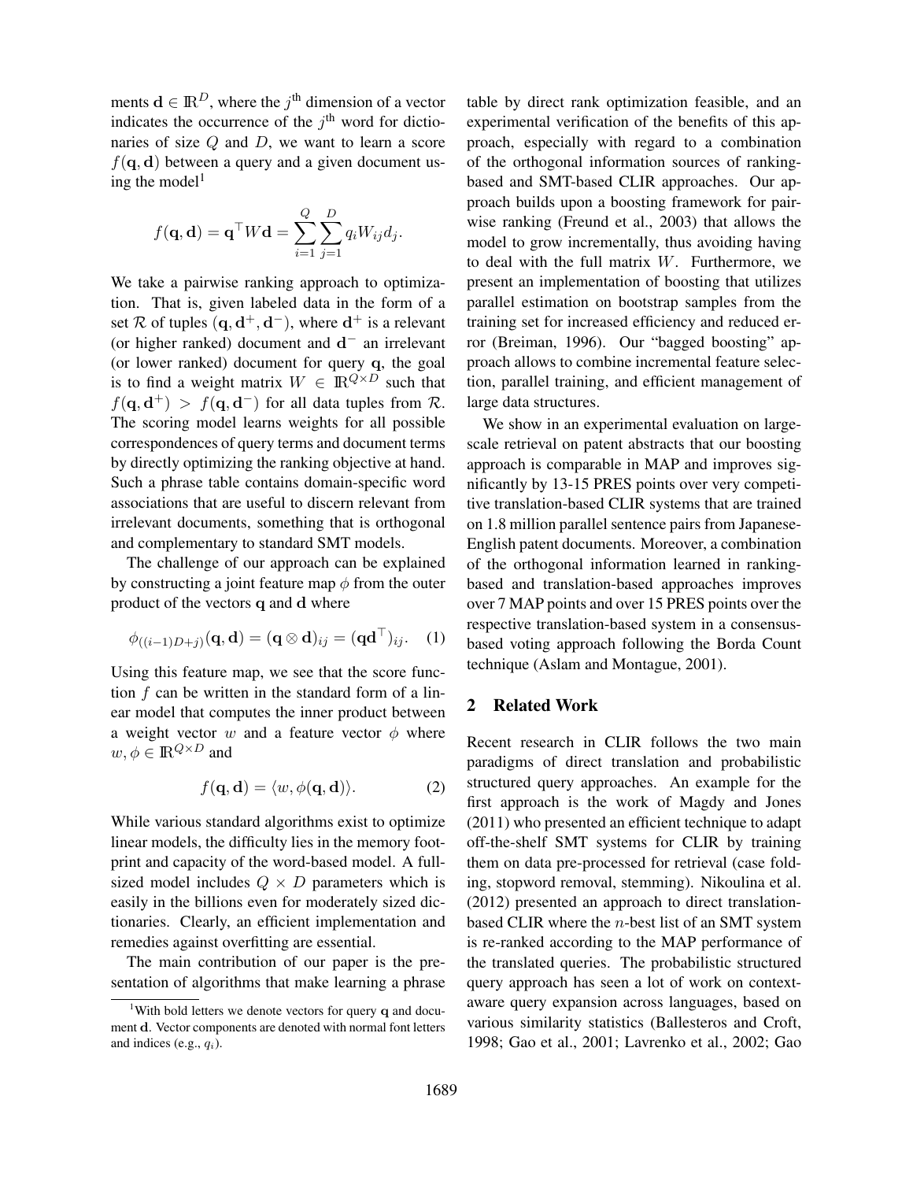ments $\mathbf{d} \in \mathbb{R}^D$, where the $j^{\text{th}}$ dimension of a vector indicates the occurrence of the $j^{\text{th}}$ word for dictionaries of size $Q$ and $D$, we want to learn a score $f(\mathbf{q}, \mathbf{d})$ between a query and a given document using the model[1]

$$f(\mathbf{q}, \mathbf{d}) = \mathbf{q}^\top W \mathbf{d} = \sum_{i=1}^{Q} \sum_{j=1}^{D} q_i W_{ij} d_j.$$

We take a pairwise ranking approach to optimization. That is, given labeled data in the form of a set $\mathcal{R}$ of tuples $(\mathbf{q}, \mathbf{d}^+, \mathbf{d}^-)$, where $\mathbf{d}^+$ is a relevant (or higher ranked) document and $\mathbf{d}^-$ an irrelevant (or lower ranked) document for query $\mathbf{q}$, the goal is to find a weight matrix $W \in \mathbb{R}^{Q \times D}$ such that $f(\mathbf{q}, \mathbf{d}^+) > f(\mathbf{q}, \mathbf{d}^-)$ for all data tuples from $\mathcal{R}$. The scoring model learns weights for all possible correspondences of query terms and document terms by directly optimizing the ranking objective at hand. Such a phrase table contains domain-specific word associations that are useful to discern relevant from irrelevant documents, something that is orthogonal and complementary to standard SMT models.

The challenge of our approach can be explained by constructing a joint feature map $\phi$ from the outer product of the vectors $\mathbf{q}$ and $\mathbf{d}$ where

$$\phi_{((i-1)D+j)}(\mathbf{q}, \mathbf{d}) = (\mathbf{q} \otimes \mathbf{d})_{ij} = (\mathbf{q}\mathbf{d}^\top)_{ij}. \quad (1)$$

Using this feature map, we see that the score function $f$ can be written in the standard form of a linear model that computes the inner product between a weight vector $w$ and a feature vector $\phi$ where $w, \phi \in \mathbb{R}^{Q \times D}$ and

$$f(\mathbf{q}, \mathbf{d}) = \langle w, \phi(\mathbf{q}, \mathbf{d}) \rangle. \quad (2)$$

While various standard algorithms exist to optimize linear models, the difficulty lies in the memory footprint and capacity of the word-based model. A full-sized model includes $Q \times D$ parameters which is easily in the billions even for moderately sized dictionaries. Clearly, an efficient implementation and remedies against overfitting are essential.

The main contribution of our paper is the presentation of algorithms that make learning a phrase table by direct rank optimization feasible, and an experimental verification of the benefits of this approach, especially with regard to a combination of the orthogonal information sources of ranking-based and SMT-based CLIR approaches. Our approach builds upon a boosting framework for pairwise ranking (Freund et al., 2003) that allows the model to grow incrementally, thus avoiding having to deal with the full matrix $W$. Furthermore, we present an implementation of boosting that utilizes parallel estimation on bootstrap samples from the training set for increased efficiency and reduced error (Breiman, 1996). Our "bagged boosting" approach allows to combine incremental feature selection, parallel training, and efficient management of large data structures.

We show in an experimental evaluation on large-scale retrieval on patent abstracts that our boosting approach is comparable in MAP and improves significantly by 13-15 PRES points over very competitive translation-based CLIR systems that are trained on 1.8 million parallel sentence pairs from Japanese-English patent documents. Moreover, a combination of the orthogonal information learned in ranking-based and translation-based approaches improves over 7 MAP points and over 15 PRES points over the respective translation-based system in a consensus-based voting approach following the Borda Count technique (Aslam and Montague, 2001).

## 2 Related Work

Recent research in CLIR follows the two main paradigms of direct translation and probabilistic structured query approaches. An example for the first approach is the work of Magdy and Jones (2011) who presented an efficient technique to adapt off-the-shelf SMT systems for CLIR by training them on data pre-processed for retrieval (case folding, stopword removal, stemming). Nikoulina et al. (2012) presented an approach to direct translation-based CLIR where the $n$-best list of an SMT system is re-ranked according to the MAP performance of the translated queries. The probabilistic structured query approach has seen a lot of work on context-aware query expansion across languages, based on various similarity statistics (Ballesteros and Croft, 1998; Gao et al., 2001; Lavrenko et al., 2002; Gao

[1] With bold letters we denote vectors for query $\mathbf{q}$ and document $\mathbf{d}$. Vector components are denoted with normal font letters and indices (e.g., $q_i$).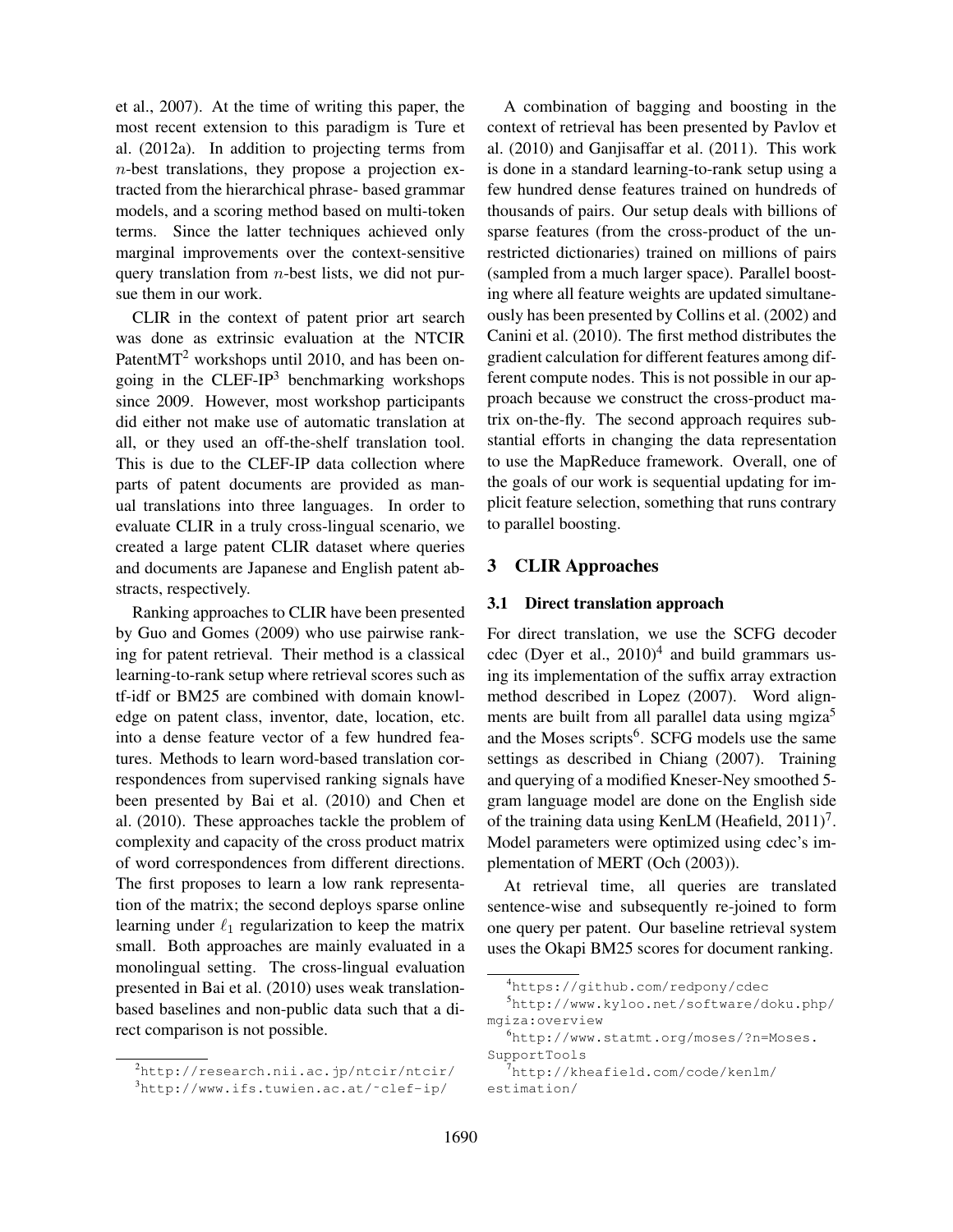et al., 2007). At the time of writing this paper, the most recent extension to this paradigm is Ture et al. (2012a). In addition to projecting terms from $n$-best translations, they propose a projection extracted from the hierarchical phrase- based grammar models, and a scoring method based on multi-token terms. Since the latter techniques achieved only marginal improvements over the context-sensitive query translation from $n$-best lists, we did not pursue them in our work.

CLIR in the context of patent prior art search was done as extrinsic evaluation at the NTCIR PatentMT[2] workshops until 2010, and has been ongoing in the CLEF-IP[3] benchmarking workshops since 2009. However, most workshop participants did either not make use of automatic translation at all, or they used an off-the-shelf translation tool. This is due to the CLEF-IP data collection where parts of patent documents are provided as manual translations into three languages. In order to evaluate CLIR in a truly cross-lingual scenario, we created a large patent CLIR dataset where queries and documents are Japanese and English patent abstracts, respectively.

Ranking approaches to CLIR have been presented by Guo and Gomes (2009) who use pairwise ranking for patent retrieval. Their method is a classical learning-to-rank setup where retrieval scores such as tf-idf or BM25 are combined with domain knowledge on patent class, inventor, date, location, etc. into a dense feature vector of a few hundred features. Methods to learn word-based translation correspondences from supervised ranking signals have been presented by Bai et al. (2010) and Chen et al. (2010). These approaches tackle the problem of complexity and capacity of the cross product matrix of word correspondences from different directions. The first proposes to learn a low rank representation of the matrix; the second deploys sparse online learning under $\ell_1$ regularization to keep the matrix small. Both approaches are mainly evaluated in a monolingual setting. The cross-lingual evaluation presented in Bai et al. (2010) uses weak translation-based baselines and non-public data such that a direct comparison is not possible.

A combination of bagging and boosting in the context of retrieval has been presented by Pavlov et al. (2010) and Ganjisaffar et al. (2011). This work is done in a standard learning-to-rank setup using a few hundred dense features trained on hundreds of thousands of pairs. Our setup deals with billions of sparse features (from the cross-product of the unrestricted dictionaries) trained on millions of pairs (sampled from a much larger space). Parallel boosting where all feature weights are updated simultaneously has been presented by Collins et al. (2002) and Canini et al. (2010). The first method distributes the gradient calculation for different features among different compute nodes. This is not possible in our approach because we construct the cross-product matrix on-the-fly. The second approach requires substantial efforts in changing the data representation to use the MapReduce framework. Overall, one of the goals of our work is sequential updating for implicit feature selection, something that runs contrary to parallel boosting.

## 3 CLIR Approaches

### 3.1 Direct translation approach

For direct translation, we use the SCFG decoder cdec (Dyer et al., 2010)[4] and build grammars using its implementation of the suffix array extraction method described in Lopez (2007). Word alignments are built from all parallel data using mgiza[5] and the Moses scripts[6]. SCFG models use the same settings as described in Chiang (2007). Training and querying of a modified Kneser-Ney smoothed 5-gram language model are done on the English side of the training data using KenLM (Heafield, 2011)[7]. Model parameters were optimized using cdec's implementation of MERT (Och (2003)).

At retrieval time, all queries are translated sentence-wise and subsequently re-joined to form one query per patent. Our baseline retrieval system uses the Okapi BM25 scores for document ranking.

---

[2] http://research.nii.ac.jp/ntcir/ntcir/

[3] http://www.ifs.tuwien.ac.at/~clef-ip/

[4] https://github.com/redpony/cdec

[5] http://www.kyloo.net/software/doku.php/mgiza:overview

[6] http://www.statmt.org/moses/?n=Moses.SupportTools

[7] http://kheafield.com/code/kenlm/estimation/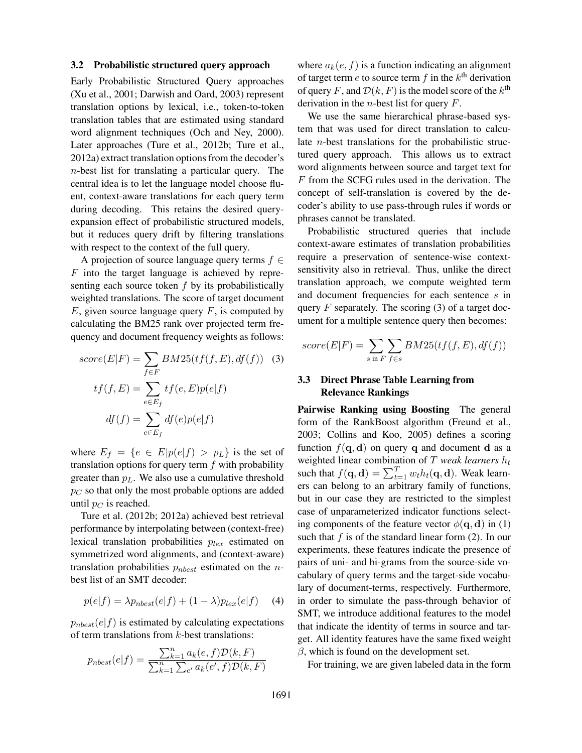### 3.2 Probabilistic structured query approach

Early Probabilistic Structured Query approaches (Xu et al., 2001; Darwish and Oard, 2003) represent translation options by lexical, i.e., token-to-token translation tables that are estimated using standard word alignment techniques (Och and Ney, 2000). Later approaches (Ture et al., 2012b; Ture et al., 2012a) extract translation options from the decoder's $n$-best list for translating a particular query. The central idea is to let the language model choose fluent, context-aware translations for each query term during decoding. This retains the desired query-expansion effect of probabilistic structured models, but it reduces query drift by filtering translations with respect to the context of the full query.

A projection of source language query terms $f \in F$ into the target language is achieved by representing each source token $f$ by its probabilistically weighted translations. The score of target document $E$, given source language query $F$, is computed by calculating the BM25 rank over projected term frequency and document frequency weights as follows:

$$score(E|F) = \sum_{f \in F} BM25(tf(f,E), df(f)) \quad (3)$$

$$tf(f,E) = \sum_{e \in E_f} tf(e,E)p(e|f)$$

$$df(f) = \sum_{e \in E_f} df(e)p(e|f)$$

where $E_f = \{e \in E | p(e|f) > p_L\}$ is the set of translation options for query term $f$ with probability greater than $p_L$. We also use a cumulative threshold $p_C$ so that only the most probable options are added until $p_C$ is reached.

Ture et al. (2012b; 2012a) achieved best retrieval performance by interpolating between (context-free) lexical translation probabilities $p_{lex}$ estimated on symmetrized word alignments, and (context-aware) translation probabilities $p_{nbest}$ estimated on the $n$-best list of an SMT decoder:

$$p(e|f) = \lambda p_{nbest}(e|f) + (1-\lambda) p_{lex}(e|f) \quad (4)$$

$p_{nbest}(e|f)$ is estimated by calculating expectations of term translations from $k$-best translations:

$$p_{nbest}(e|f) = \frac{\sum_{k=1}^{n} a_k(e,f)\mathcal{D}(k,F)}{\sum_{k=1}^{n}\sum_{e'} a_k(e',f)\mathcal{D}(k,F)}$$

where $a_k(e,f)$ is a function indicating an alignment of target term $e$ to source term $f$ in the $k^{\text{th}}$ derivation of query $F$, and $\mathcal{D}(k,F)$ is the model score of the $k^{\text{th}}$ derivation in the $n$-best list for query $F$.

We use the same hierarchical phrase-based system that was used for direct translation to calculate $n$-best translations for the probabilistic structured query approach. This allows us to extract word alignments between source and target text for $F$ from the SCFG rules used in the derivation. The concept of self-translation is covered by the decoder's ability to use pass-through rules if words or phrases cannot be translated.

Probabilistic structured queries that include context-aware estimates of translation probabilities require a preservation of sentence-wise context-sensitivity also in retrieval. Thus, unlike the direct translation approach, we compute weighted term and document frequencies for each sentence $s$ in query $F$ separately. The scoring (3) of a target document for a multiple sentence query then becomes:

$$score(E|F) = \sum_{s \text{ in } F} \sum_{f \in s} BM25(tf(f,E), df(f))$$

### 3.3 Direct Phrase Table Learning from Relevance Rankings

**Pairwise Ranking using Boosting** The general form of the RankBoost algorithm (Freund et al., 2003; Collins and Koo, 2005) defines a scoring function $f(\mathbf{q}, \mathbf{d})$ on query $\mathbf{q}$ and document $\mathbf{d}$ as a weighted linear combination of $T$ *weak learners* $h_t$ such that $f(\mathbf{q}, \mathbf{d}) = \sum_{t=1}^{T} w_t h_t(\mathbf{q}, \mathbf{d})$. Weak learners can belong to an arbitrary family of functions, but in our case they are restricted to the simplest case of unparameterized indicator functions selecting components of the feature vector $\phi(\mathbf{q}, \mathbf{d})$ in (1) such that $f$ is of the standard linear form (2). In our experiments, these features indicate the presence of pairs of uni- and bi-grams from the source-side vocabulary of query terms and the target-side vocabulary of document-terms, respectively. Furthermore, in order to simulate the pass-through behavior of SMT, we introduce additional features to the model that indicate the identity of terms in source and target. All identity features have the same fixed weight $\beta$, which is found on the development set.

For training, we are given labeled data in the form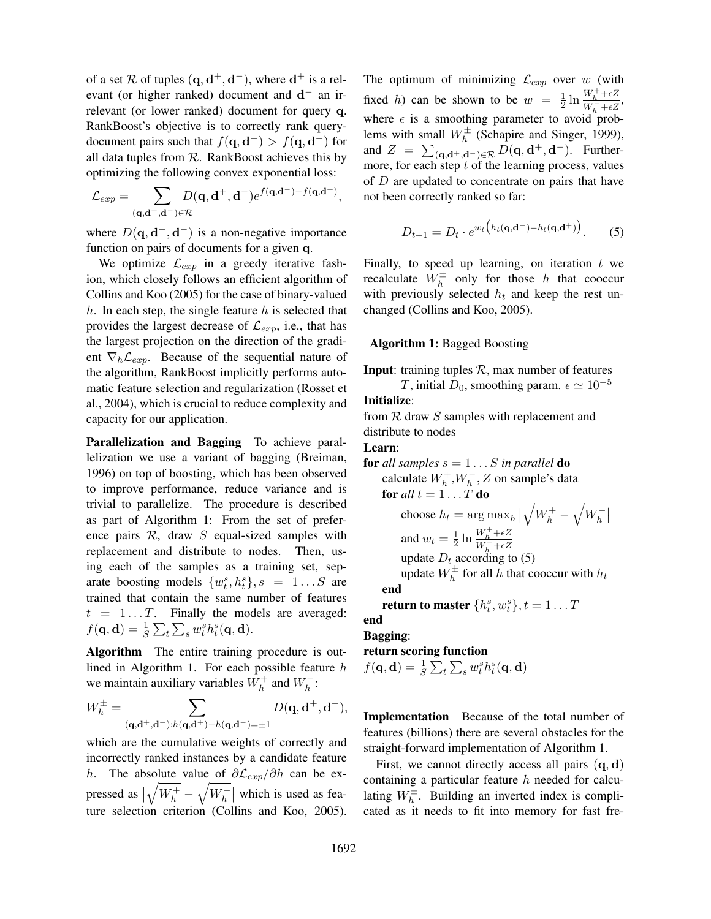of a set $\mathcal{R}$ of tuples $(\mathbf{q}, \mathbf{d}^+, \mathbf{d}^-)$, where $\mathbf{d}^+$ is a relevant (or higher ranked) document and $\mathbf{d}^-$ an irrelevant (or lower ranked) document for query $\mathbf{q}$. RankBoost's objective is to correctly rank query-document pairs such that $f(\mathbf{q}, \mathbf{d}^+) > f(\mathbf{q}, \mathbf{d}^-)$ for all data tuples from $\mathcal{R}$. RankBoost achieves this by optimizing the following convex exponential loss:

$$\mathcal{L}_{exp} = \sum_{(\mathbf{q},\mathbf{d}^+,\mathbf{d}^-)\in\mathcal{R}} D(\mathbf{q}, \mathbf{d}^+, \mathbf{d}^-) e^{f(\mathbf{q},\mathbf{d}^-)-f(\mathbf{q},\mathbf{d}^+)},$$

where $D(\mathbf{q}, \mathbf{d}^+, \mathbf{d}^-)$ is a non-negative importance function on pairs of documents for a given $\mathbf{q}$.

We optimize $\mathcal{L}_{exp}$ in a greedy iterative fashion, which closely follows an efficient algorithm of Collins and Koo (2005) for the case of binary-valued $h$. In each step, the single feature $h$ is selected that provides the largest decrease of $\mathcal{L}_{exp}$, i.e., that has the largest projection on the direction of the gradient $\nabla_h \mathcal{L}_{exp}$. Because of the sequential nature of the algorithm, RankBoost implicitly performs automatic feature selection and regularization (Rosset et al., 2004), which is crucial to reduce complexity and capacity for our application.

**Parallelization and Bagging** To achieve parallelization we use a variant of bagging (Breiman, 1996) on top of boosting, which has been observed to improve performance, reduce variance and is trivial to parallelize. The procedure is described as part of Algorithm 1: From the set of preference pairs $\mathcal{R}$, draw $S$ equal-sized samples with replacement and distribute to nodes. Then, using each of the samples as a training set, separate boosting models $\{w_t^s, h_t^s\}, s = 1 \dots S$ are trained that contain the same number of features $t = 1 \dots T$. Finally the models are averaged: $f(\mathbf{q}, \mathbf{d}) = \frac{1}{S}\sum_t \sum_s w_t^s h_t^s(\mathbf{q}, \mathbf{d})$.

**Algorithm** The entire training procedure is outlined in Algorithm 1. For each possible feature $h$ we maintain auxiliary variables $W_h^+$ and $W_h^-$:

$$W_h^{\pm} = \sum_{(\mathbf{q},\mathbf{d}^+,\mathbf{d}^-):h(\mathbf{q},\mathbf{d}^+)-h(\mathbf{q},\mathbf{d}^-)=\pm 1} D(\mathbf{q}, \mathbf{d}^+, \mathbf{d}^-),$$

which are the cumulative weights of correctly and incorrectly ranked instances by a candidate feature $h$. The absolute value of $\partial \mathcal{L}_{exp}/\partial h$ can be expressed as $\left|\sqrt{W_h^+} - \sqrt{W_h^-}\right|$ which is used as feature selection criterion (Collins and Koo, 2005). The optimum of minimizing $\mathcal{L}_{exp}$ over $w$ (with fixed $h$) can be shown to be $w = \frac{1}{2}\ln\frac{W_h^+ + \epsilon Z}{W_h^- + \epsilon Z}$, where $\epsilon$ is a smoothing parameter to avoid problems with small $W_h^{\pm}$ (Schapire and Singer, 1999), and $Z = \sum_{(\mathbf{q},\mathbf{d}^+,\mathbf{d}^-)\in\mathcal{R}} D(\mathbf{q}, \mathbf{d}^+, \mathbf{d}^-)$. Furthermore, for each step $t$ of the learning process, values of $D$ are updated to concentrate on pairs that have not been correctly ranked so far:

$$D_{t+1} = D_t \cdot e^{w_t\left(h_t(\mathbf{q},\mathbf{d}^-)-h_t(\mathbf{q},\mathbf{d}^+)\right)}. \quad (5)$$

Finally, to speed up learning, on iteration $t$ we recalculate $W_h^{\pm}$ only for those $h$ that cooccur with previously selected $h_t$ and keep the rest unchanged (Collins and Koo, 2005).

---

**Algorithm 1:** Bagged Boosting

**Input**: training tuples $\mathcal{R}$, max number of features $T$, initial $D_0$, smoothing param. $\epsilon \simeq 10^{-5}$

**Initialize**:
from $\mathcal{R}$ draw $S$ samples with replacement and distribute to nodes

**Learn**:
**for** *all samples* $s = 1 \dots S$ *in parallel* **do**
- calculate $W_h^+$, $W_h^-$, $Z$ on sample's data
- **for** *all* $t = 1 \dots T$ **do**
  - choose $h_t = \arg\max_h \left|\sqrt{W_h^+} - \sqrt{W_h^-}\right|$
  - and $w_t = \frac{1}{2}\ln\frac{W_h^+ + \epsilon Z}{W_h^- + \epsilon Z}$
  - update $D_t$ according to (5)
  - update $W_h^{\pm}$ for all $h$ that cooccur with $h_t$
- **end**
- **return to master** $\{h_t^s, w_t^s\}, t = 1 \dots T$

**end**

**Bagging**:
**return scoring function**
$f(\mathbf{q}, \mathbf{d}) = \frac{1}{S}\sum_t \sum_s w_t^s h_t^s(\mathbf{q}, \mathbf{d})$

---

**Implementation** Because of the total number of features (billions) there are several obstacles for the straight-forward implementation of Algorithm 1.

First, we cannot directly access all pairs $(\mathbf{q}, \mathbf{d})$ containing a particular feature $h$ needed for calculating $W_h^{\pm}$. Building an inverted index is complicated as it needs to fit into memory for fast fre-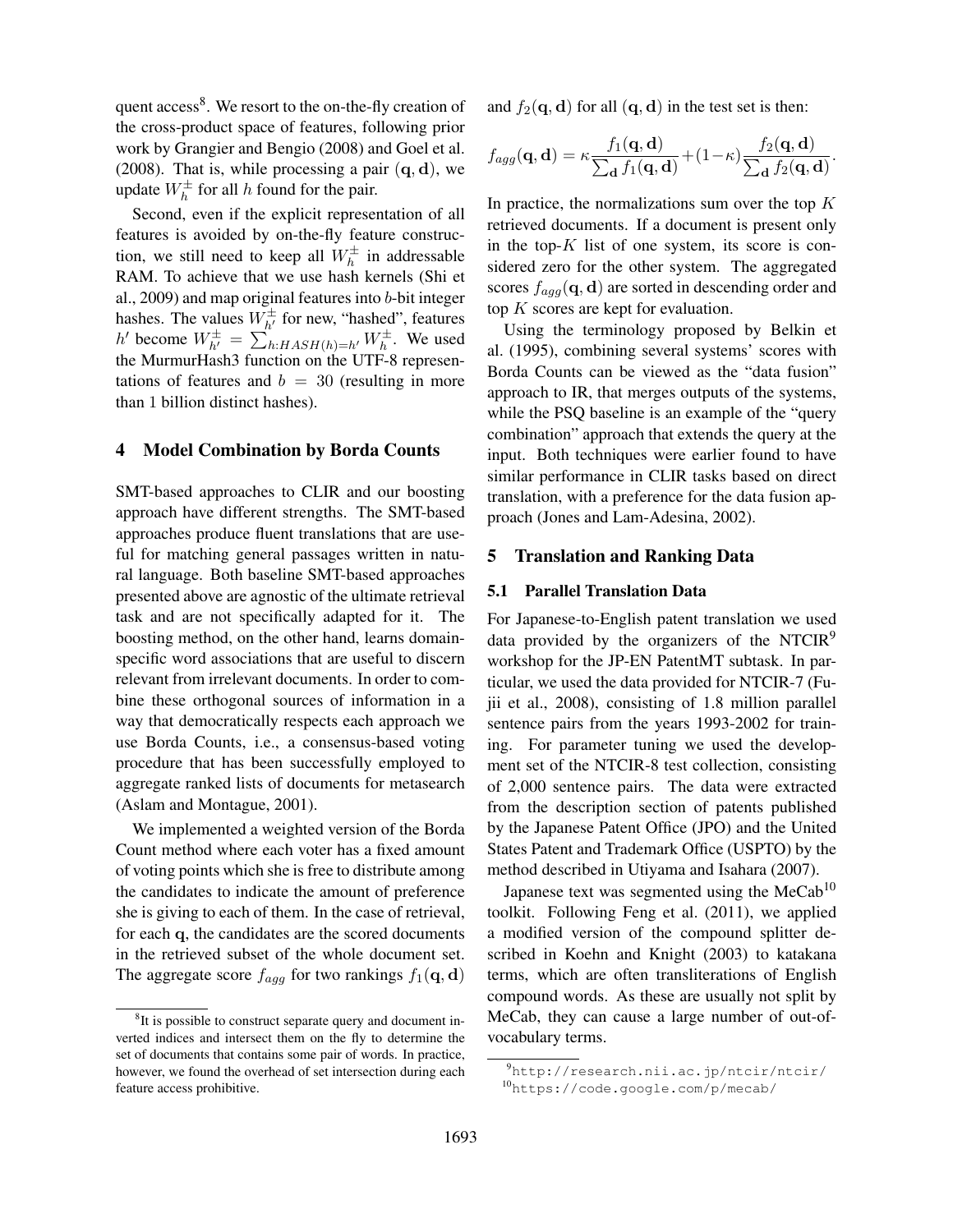quent access[8]. We resort to the on-the-fly creation of the cross-product space of features, following prior work by Grangier and Bengio (2008) and Goel et al. (2008). That is, while processing a pair $(\mathbf{q}, \mathbf{d})$, we update $W_h^{\pm}$ for all $h$ found for the pair.

Second, even if the explicit representation of all features is avoided by on-the-fly feature construction, we still need to keep all $W_h^{\pm}$ in addressable RAM. To achieve that we use hash kernels (Shi et al., 2009) and map original features into $b$-bit integer hashes. The values $W_{h'}^{\pm}$ for new, "hashed", features $h'$ become $W_{h'}^{\pm} = \sum_{h:HASH(h)=h'} W_h^{\pm}$. We used the MurmurHash3 function on the UTF-8 representations of features and $b = 30$ (resulting in more than 1 billion distinct hashes).

## 4 Model Combination by Borda Counts

SMT-based approaches to CLIR and our boosting approach have different strengths. The SMT-based approaches produce fluent translations that are useful for matching general passages written in natural language. Both baseline SMT-based approaches presented above are agnostic of the ultimate retrieval task and are not specifically adapted for it. The boosting method, on the other hand, learns domain-specific word associations that are useful to discern relevant from irrelevant documents. In order to combine these orthogonal sources of information in a way that democratically respects each approach we use Borda Counts, i.e., a consensus-based voting procedure that has been successfully employed to aggregate ranked lists of documents for metasearch (Aslam and Montague, 2001).

We implemented a weighted version of the Borda Count method where each voter has a fixed amount of voting points which she is free to distribute among the candidates to indicate the amount of preference she is giving to each of them. In the case of retrieval, for each $\mathbf{q}$, the candidates are the scored documents in the retrieved subset of the whole document set. The aggregate score $f_{agg}$ for two rankings $f_1(\mathbf{q}, \mathbf{d})$ and $f_2(\mathbf{q}, \mathbf{d})$ for all $(\mathbf{q}, \mathbf{d})$ in the test set is then:

$$f_{agg}(\mathbf{q}, \mathbf{d}) = \kappa \frac{f_1(\mathbf{q}, \mathbf{d})}{\sum_{\mathbf{d}} f_1(\mathbf{q}, \mathbf{d})} + (1-\kappa) \frac{f_2(\mathbf{q}, \mathbf{d})}{\sum_{\mathbf{d}} f_2(\mathbf{q}, \mathbf{d})}.$$

In practice, the normalizations sum over the top $K$ retrieved documents. If a document is present only in the top-$K$ list of one system, its score is considered zero for the other system. The aggregated scores $f_{agg}(\mathbf{q}, \mathbf{d})$ are sorted in descending order and top $K$ scores are kept for evaluation.

Using the terminology proposed by Belkin et al. (1995), combining several systems' scores with Borda Counts can be viewed as the "data fusion" approach to IR, that merges outputs of the systems, while the PSQ baseline is an example of the "query combination" approach that extends the query at the input. Both techniques were earlier found to have similar performance in CLIR tasks based on direct translation, with a preference for the data fusion approach (Jones and Lam-Adesina, 2002).

## 5 Translation and Ranking Data

### 5.1 Parallel Translation Data

For Japanese-to-English patent translation we used data provided by the organizers of the NTCIR[9] workshop for the JP-EN PatentMT subtask. In particular, we used the data provided for NTCIR-7 (Fujii et al., 2008), consisting of 1.8 million parallel sentence pairs from the years 1993-2002 for training. For parameter tuning we used the development set of the NTCIR-8 test collection, consisting of 2,000 sentence pairs. The data were extracted from the description section of patents published by the Japanese Patent Office (JPO) and the United States Patent and Trademark Office (USPTO) by the method described in Utiyama and Isahara (2007).

Japanese text was segmented using the MeCab[10] toolkit. Following Feng et al. (2011), we applied a modified version of the compound splitter described in Koehn and Knight (2003) to katakana terms, which are often transliterations of English compound words. As these are usually not split by MeCab, they can cause a large number of out-of-vocabulary terms.

[8] It is possible to construct separate query and document inverted indices and intersect them on the fly to determine the set of documents that contains some pair of words. In practice, however, we found the overhead of set intersection during each feature access prohibitive.

[9] http://research.nii.ac.jp/ntcir/ntcir/

[10] https://code.google.com/p/mecab/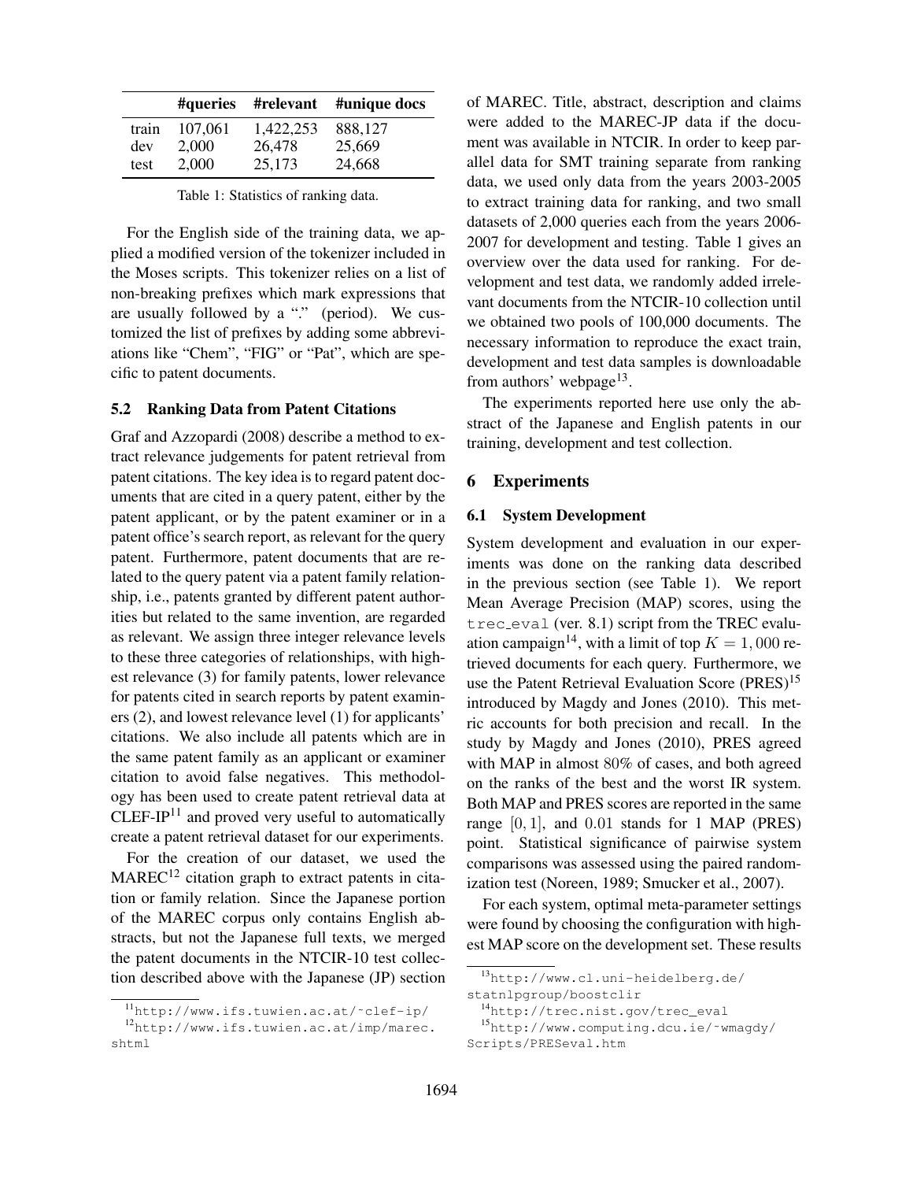|  | #queries | #relevant | #unique docs |
| --- | --- | --- | --- |
| train | 107,061 | 1,422,253 | 888,127 |
| dev | 2,000 | 26,478 | 25,669 |
| test | 2,000 | 25,173 | 24,668 |

Table 1: Statistics of ranking data.

For the English side of the training data, we applied a modified version of the tokenizer included in the Moses scripts. This tokenizer relies on a list of non-breaking prefixes which mark expressions that are usually followed by a "." (period). We customized the list of prefixes by adding some abbreviations like "Chem", "FIG" or "Pat", which are specific to patent documents.

### 5.2 Ranking Data from Patent Citations

Graf and Azzopardi (2008) describe a method to extract relevance judgements for patent retrieval from patent citations. The key idea is to regard patent documents that are cited in a query patent, either by the patent applicant, or by the patent examiner or in a patent office's search report, as relevant for the query patent. Furthermore, patent documents that are related to the query patent via a patent family relationship, i.e., patents granted by different patent authorities but related to the same invention, are regarded as relevant. We assign three integer relevance levels to these three categories of relationships, with highest relevance (3) for family patents, lower relevance for patents cited in search reports by patent examiners (2), and lowest relevance level (1) for applicants' citations. We also include all patents which are in the same patent family as an applicant or examiner citation to avoid false negatives. This methodology has been used to create patent retrieval data at CLEF-IP[11] and proved very useful to automatically create a patent retrieval dataset for our experiments.

For the creation of our dataset, we used the MAREC[12] citation graph to extract patents in citation or family relation. Since the Japanese portion of the MAREC corpus only contains English abstracts, but not the Japanese full texts, we merged the patent documents in the NTCIR-10 test collection described above with the Japanese (JP) section of MAREC. Title, abstract, description and claims were added to the MAREC-JP data if the document was available in NTCIR. In order to keep parallel data for SMT training separate from ranking data, we used only data from the years 2003-2005 to extract training data for ranking, and two small datasets of 2,000 queries each from the years 2006-2007 for development and testing. Table 1 gives an overview over the data used for ranking. For development and test data, we randomly added irrelevant documents from the NTCIR-10 collection until we obtained two pools of 100,000 documents. The necessary information to reproduce the exact train, development and test data samples is downloadable from authors' webpage[13].

The experiments reported here use only the abstract of the Japanese and English patents in our training, development and test collection.

## 6 Experiments

### 6.1 System Development

System development and evaluation in our experiments was done on the ranking data described in the previous section (see Table 1). We report Mean Average Precision (MAP) scores, using the trec_eval (ver. 8.1) script from the TREC evaluation campaign[14], with a limit of top $K = 1,000$ retrieved documents for each query. Furthermore, we use the Patent Retrieval Evaluation Score (PRES)[15] introduced by Magdy and Jones (2010). This metric accounts for both precision and recall. In the study by Magdy and Jones (2010), PRES agreed with MAP in almost 80% of cases, and both agreed on the ranks of the best and the worst IR system. Both MAP and PRES scores are reported in the same range $[0, 1]$, and 0.01 stands for 1 MAP (PRES) point. Statistical significance of pairwise system comparisons was assessed using the paired randomization test (Noreen, 1989; Smucker et al., 2007).

For each system, optimal meta-parameter settings were found by choosing the configuration with highest MAP score on the development set. These results

[11] http://www.ifs.tuwien.ac.at/~clef-ip/

[12] http://www.ifs.tuwien.ac.at/imp/marec.shtml

[13] http://www.cl.uni-heidelberg.de/statnlpgroup/boostclir

[14] http://trec.nist.gov/trec_eval

[15] http://www.computing.dcu.ie/~wmagdy/Scripts/PRESeval.htm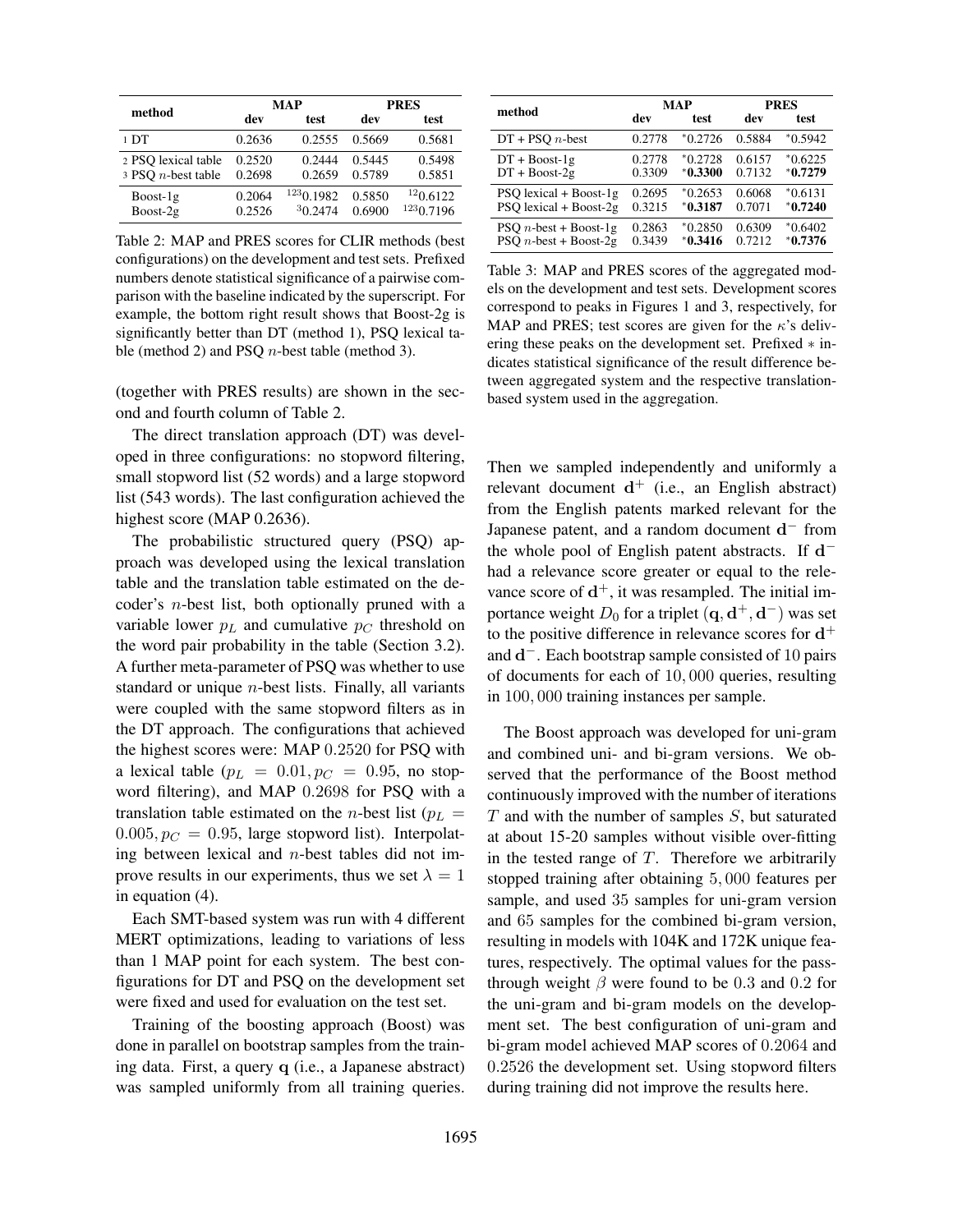| method | MAP | | PRES | |
|---|---|---|---|---|
| | dev | test | dev | test |
| 1 DT | 0.2636 | 0.2555 | 0.5669 | 0.5681 |
| 2 PSQ lexical table | 0.2520 | 0.2444 | 0.5445 | 0.5498 |
| 3 PSQ $n$-best table | 0.2698 | 0.2659 | 0.5789 | 0.5851 |
| Boost-1g | 0.2064 | $^{123}$0.1982 | 0.5850 | $^{12}$0.6122 |
| Boost-2g | 0.2526 | $^{3}$0.2474 | 0.6900 | $^{123}$0.7196 |

Table 2: MAP and PRES scores for CLIR methods (best configurations) on the development and test sets. Prefixed numbers denote statistical significance of a pairwise comparison with the baseline indicated by the superscript. For example, the bottom right result shows that Boost-2g is significantly better than DT (method 1), PSQ lexical table (method 2) and PSQ $n$-best table (method 3).

| method | MAP | | PRES | |
|---|---|---|---|---|
| | dev | test | dev | test |
| DT + PSQ $n$-best | 0.2778 | $^{*}$0.2726 | 0.5884 | $^{*}$0.5942 |
| DT + Boost-1g | 0.2778 | $^{*}$0.2728 | 0.6157 | $^{*}$0.6225 |
| DT + Boost-2g | 0.3309 | $^{*}$**0.3300** | 0.7132 | $^{*}$**0.7279** |
| PSQ lexical + Boost-1g | 0.2695 | $^{*}$0.2653 | 0.6068 | $^{*}$0.6131 |
| PSQ lexical + Boost-2g | 0.3215 | $^{*}$**0.3187** | 0.7071 | $^{*}$**0.7240** |
| PSQ $n$-best + Boost-1g | 0.2863 | $^{*}$0.2850 | 0.6309 | $^{*}$0.6402 |
| PSQ $n$-best + Boost-2g | 0.3439 | $^{*}$**0.3416** | 0.7212 | $^{*}$**0.7376** |

Table 3: MAP and PRES scores of the aggregated models on the development and test sets. Development scores correspond to peaks in Figures 1 and 3, respectively, for MAP and PRES; test scores are given for the $\kappa$'s delivering these peaks on the development set. Prefixed $*$ indicates statistical significance of the result difference between aggregated system and the respective translation-based system used in the aggregation.

(together with PRES results) are shown in the second and fourth column of Table 2.

The direct translation approach (DT) was developed in three configurations: no stopword filtering, small stopword list (52 words) and a large stopword list (543 words). The last configuration achieved the highest score (MAP 0.2636).

The probabilistic structured query (PSQ) approach was developed using the lexical translation table and the translation table estimated on the decoder's $n$-best list, both optionally pruned with a variable lower $p_L$ and cumulative $p_C$ threshold on the word pair probability in the table (Section 3.2). A further meta-parameter of PSQ was whether to use standard or unique $n$-best lists. Finally, all variants were coupled with the same stopword filters as in the DT approach. The configurations that achieved the highest scores were: MAP $0.2520$ for PSQ with a lexical table ($p_L = 0.01, p_C = 0.95$, no stopword filtering), and MAP $0.2698$ for PSQ with a translation table estimated on the $n$-best list ($p_L = 0.005, p_C = 0.95$, large stopword list). Interpolating between lexical and $n$-best tables did not improve results in our experiments, thus we set $\lambda = 1$ in equation (4).

Each SMT-based system was run with 4 different MERT optimizations, leading to variations of less than 1 MAP point for each system. The best configurations for DT and PSQ on the development set were fixed and used for evaluation on the test set.

Training of the boosting approach (Boost) was done in parallel on bootstrap samples from the training data. First, a query $\mathbf{q}$ (i.e., a Japanese abstract) was sampled uniformly from all training queries. Then we sampled independently and uniformly a relevant document $\mathbf{d}^+$ (i.e., an English abstract) from the English patents marked relevant for the Japanese patent, and a random document $\mathbf{d}^-$ from the whole pool of English patent abstracts. If $\mathbf{d}^-$ had a relevance score greater or equal to the relevance score of $\mathbf{d}^+$, it was resampled. The initial importance weight $D_0$ for a triplet $(\mathbf{q}, \mathbf{d}^+, \mathbf{d}^-)$ was set to the positive difference in relevance scores for $\mathbf{d}^+$ and $\mathbf{d}^-$. Each bootstrap sample consisted of $10$ pairs of documents for each of $10,000$ queries, resulting in $100,000$ training instances per sample.

The Boost approach was developed for uni-gram and combined uni- and bi-gram versions. We observed that the performance of the Boost method continuously improved with the number of iterations $T$ and with the number of samples $S$, but saturated at about 15-20 samples without visible over-fitting in the tested range of $T$. Therefore we arbitrarily stopped training after obtaining $5,000$ features per sample, and used $35$ samples for uni-gram version and $65$ samples for the combined bi-gram version, resulting in models with 104K and 172K unique features, respectively. The optimal values for the pass-through weight $\beta$ were found to be $0.3$ and $0.2$ for the uni-gram and bi-gram models on the development set. The best configuration of uni-gram and bi-gram model achieved MAP scores of $0.2064$ and $0.2526$ the development set. Using stopword filters during training did not improve the results here.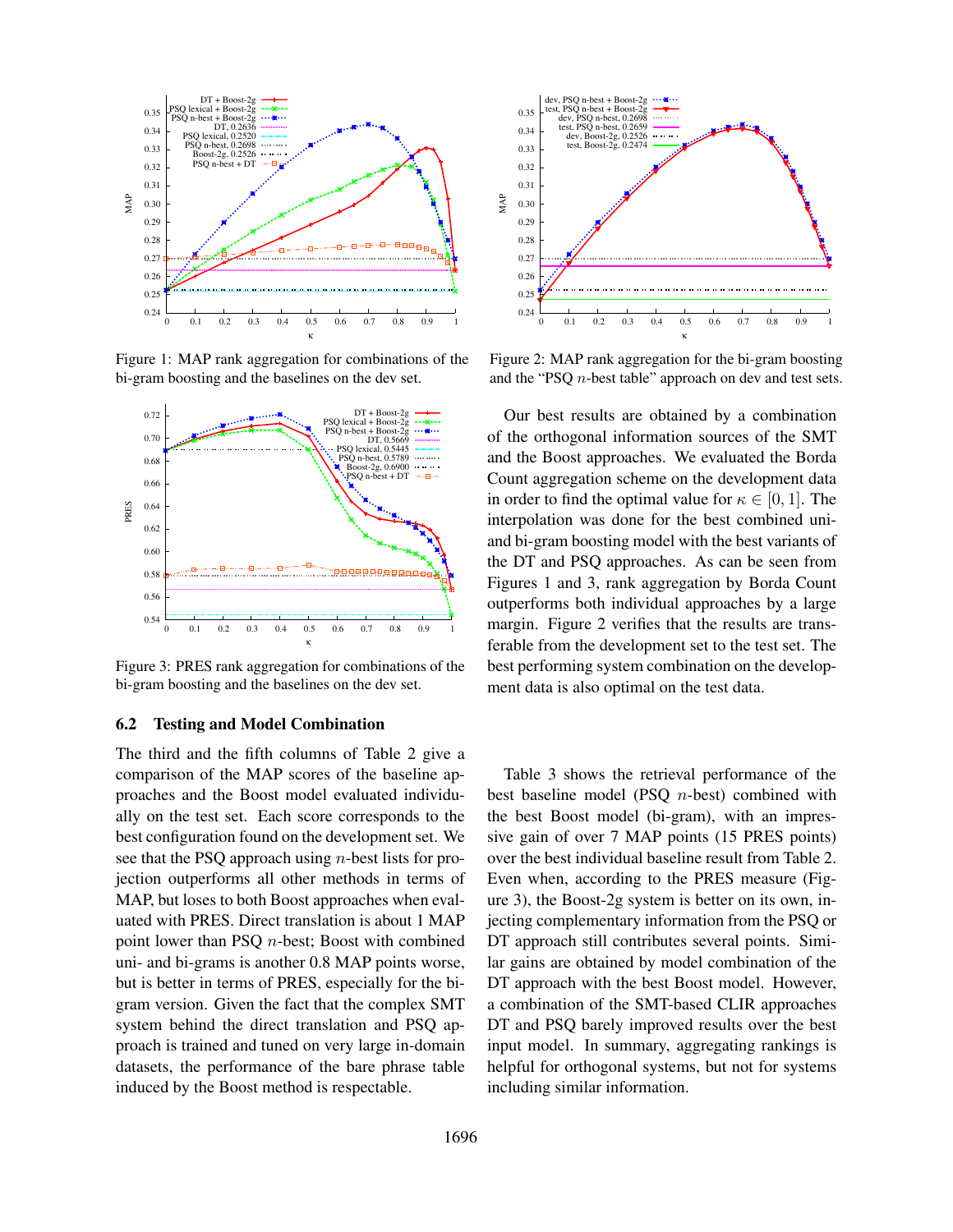Figure 1: MAP rank aggregation for combinations of the bi-gram boosting and the baselines on the dev set.

Figure 2: MAP rank aggregation for the bi-gram boosting and the "PSQ $n$-best table" approach on dev and test sets.

Figure 3: PRES rank aggregation for combinations of the bi-gram boosting and the baselines on the dev set.

### 6.2 Testing and Model Combination

The third and the fifth columns of Table 2 give a comparison of the MAP scores of the baseline approaches and the Boost model evaluated individually on the test set. Each score corresponds to the best configuration found on the development set. We see that the PSQ approach using $n$-best lists for projection outperforms all other methods in terms of MAP, but loses to both Boost approaches when evaluated with PRES. Direct translation is about 1 MAP point lower than PSQ $n$-best; Boost with combined uni- and bi-grams is another 0.8 MAP points worse, but is better in terms of PRES, especially for the bi-gram version. Given the fact that the complex SMT system behind the direct translation and PSQ approach is trained and tuned on very large in-domain datasets, the performance of the bare phrase table induced by the Boost method is respectable.

Our best results are obtained by a combination of the orthogonal information sources of the SMT and the Boost approaches. We evaluated the Borda Count aggregation scheme on the development data in order to find the optimal value for $\kappa \in [0, 1]$. The interpolation was done for the best combined uni- and bi-gram boosting model with the best variants of the DT and PSQ approaches. As can be seen from Figures 1 and 3, rank aggregation by Borda Count outperforms both individual approaches by a large margin. Figure 2 verifies that the results are transferable from the development set to the test set. The best performing system combination on the development data is also optimal on the test data.

Table 3 shows the retrieval performance of the best baseline model (PSQ $n$-best) combined with the best Boost model (bi-gram), with an impressive gain of over 7 MAP points (15 PRES points) over the best individual baseline result from Table 2. Even when, according to the PRES measure (Figure 3), the Boost-2g system is better on its own, injecting complementary information from the PSQ or DT approach still contributes several points. Similar gains are obtained by model combination of the DT approach with the best Boost model. However, a combination of the SMT-based CLIR approaches DT and PSQ barely improved results over the best input model. In summary, aggregating rankings is helpful for orthogonal systems, but not for systems including similar information.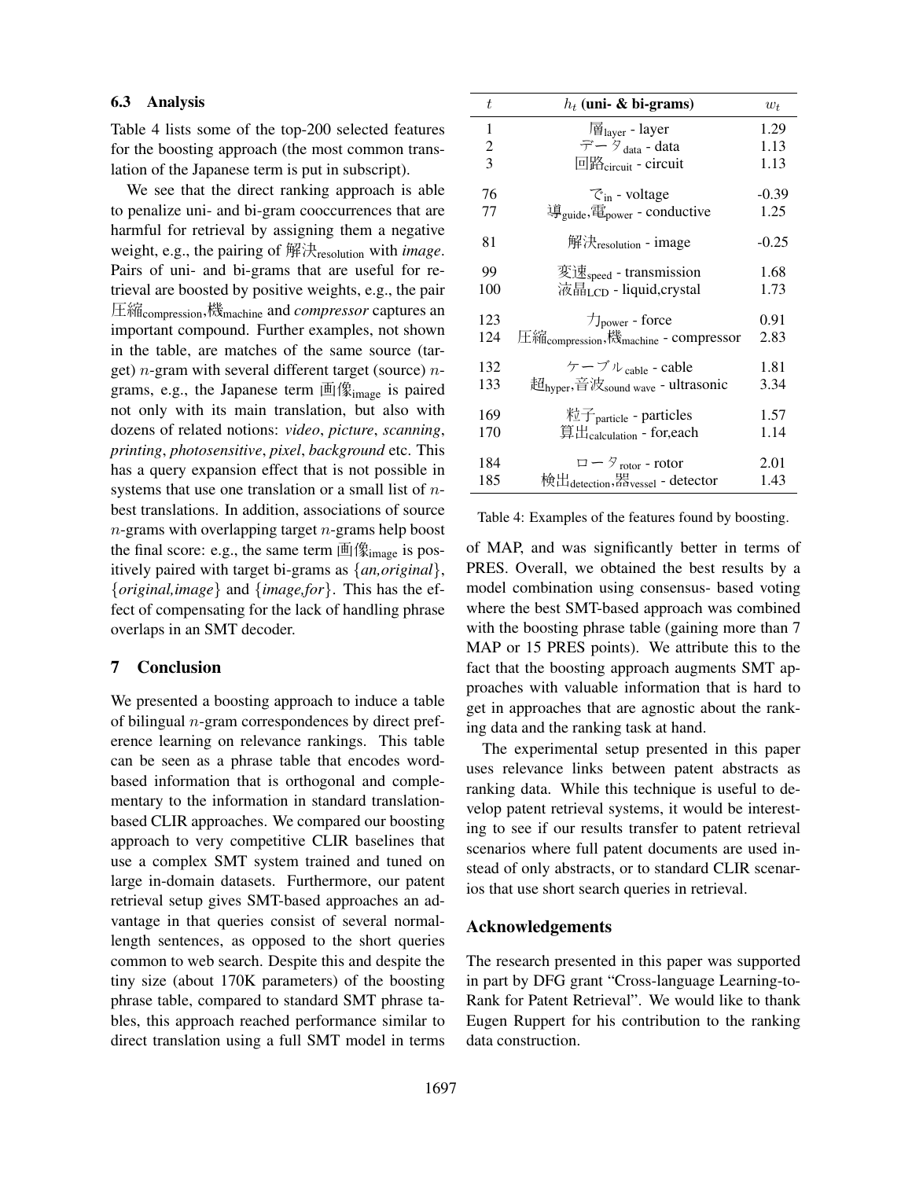### 6.3 Analysis

Table 4 lists some of the top-200 selected features for the boosting approach (the most common translation of the Japanese term is put in subscript).

We see that the direct ranking approach is able to penalize uni- and bi-gram cooccurrences that are harmful for retrieval by assigning them a negative weight, e.g., the pairing of 解決$_{\text{resolution}}$ with *image*. Pairs of uni- and bi-grams that are useful for retrieval are boosted by positive weights, e.g., the pair 圧縮$_{\text{compression}}$,機$_{\text{machine}}$ and *compressor* captures an important compound. Further examples, not shown in the table, are matches of the same source (target) $n$-gram with several different target (source) $n$-grams, e.g., the Japanese term 画像$_{\text{image}}$ is paired not only with its main translation, but also with dozens of related notions: *video*, *picture*, *scanning*, *printing*, *photosensitive*, *pixel*, *background* etc. This has a query expansion effect that is not possible in systems that use one translation or a small list of $n$-best translations. In addition, associations of source $n$-grams with overlapping target $n$-grams help boost the final score: e.g., the same term 画像$_{\text{image}}$ is positively paired with target bi-grams as {*an,original*}, {*original,image*} and {*image,for*}. This has the effect of compensating for the lack of handling phrase overlaps in an SMT decoder.

| $t$ | $h_t$ **(uni- & bi-grams)** | $w_t$ |
|---|---|---|
| 1 | 層$_{\text{layer}}$ - layer | 1.29 |
| 2 | データ$_{\text{data}}$ - data | 1.13 |
| 3 | 回路$_{\text{circuit}}$ - circuit | 1.13 |
| 76 | で$_{\text{in}}$ - voltage | -0.39 |
| 77 | 導$_{\text{guide}}$,電$_{\text{power}}$ - conductive | 1.25 |
| 81 | 解決$_{\text{resolution}}$ - image | -0.25 |
| 99 | 変速$_{\text{speed}}$ - transmission | 1.68 |
| 100 | 液晶$_{\text{LCD}}$ - liquid,crystal | 1.73 |
| 123 | 力$_{\text{power}}$ - force | 0.91 |
| 124 | 圧縮$_{\text{compression}}$,機$_{\text{machine}}$ - compressor | 2.83 |
| 132 | ケーブル$_{\text{cable}}$ - cable | 1.81 |
| 133 | 超$_{\text{hyper}}$,音波$_{\text{sound wave}}$ - ultrasonic | 3.34 |
| 169 | 粒子$_{\text{particle}}$ - particles | 1.57 |
| 170 | 算出$_{\text{calculation}}$ - for,each | 1.14 |
| 184 | ロータ$_{\text{rotor}}$ - rotor | 2.01 |
| 185 | 検出$_{\text{detection}}$,器$_{\text{vessel}}$ - detector | 1.43 |

Table 4: Examples of the features found by boosting.

## 7 Conclusion

We presented a boosting approach to induce a table of bilingual $n$-gram correspondences by direct preference learning on relevance rankings. This table can be seen as a phrase table that encodes word-based information that is orthogonal and complementary to the information in standard translation-based CLIR approaches. We compared our boosting approach to very competitive CLIR baselines that use a complex SMT system trained and tuned on large in-domain datasets. Furthermore, our patent retrieval setup gives SMT-based approaches an advantage in that queries consist of several normal-length sentences, as opposed to the short queries common to web search. Despite this and despite the tiny size (about 170K parameters) of the boosting phrase table, compared to standard SMT phrase tables, this approach reached performance similar to direct translation using a full SMT model in terms of MAP, and was significantly better in terms of PRES. Overall, we obtained the best results by a model combination using consensus- based voting where the best SMT-based approach was combined with the boosting phrase table (gaining more than 7 MAP or 15 PRES points). We attribute this to the fact that the boosting approach augments SMT approaches with valuable information that is hard to get in approaches that are agnostic about the ranking data and the ranking task at hand.

The experimental setup presented in this paper uses relevance links between patent abstracts as ranking data. While this technique is useful to develop patent retrieval systems, it would be interesting to see if our results transfer to patent retrieval scenarios where full patent documents are used instead of only abstracts, or to standard CLIR scenarios that use short search queries in retrieval.

## Acknowledgements

The research presented in this paper was supported in part by DFG grant "Cross-language Learning-to-Rank for Patent Retrieval". We would like to thank Eugen Ruppert for his contribution to the ranking data construction.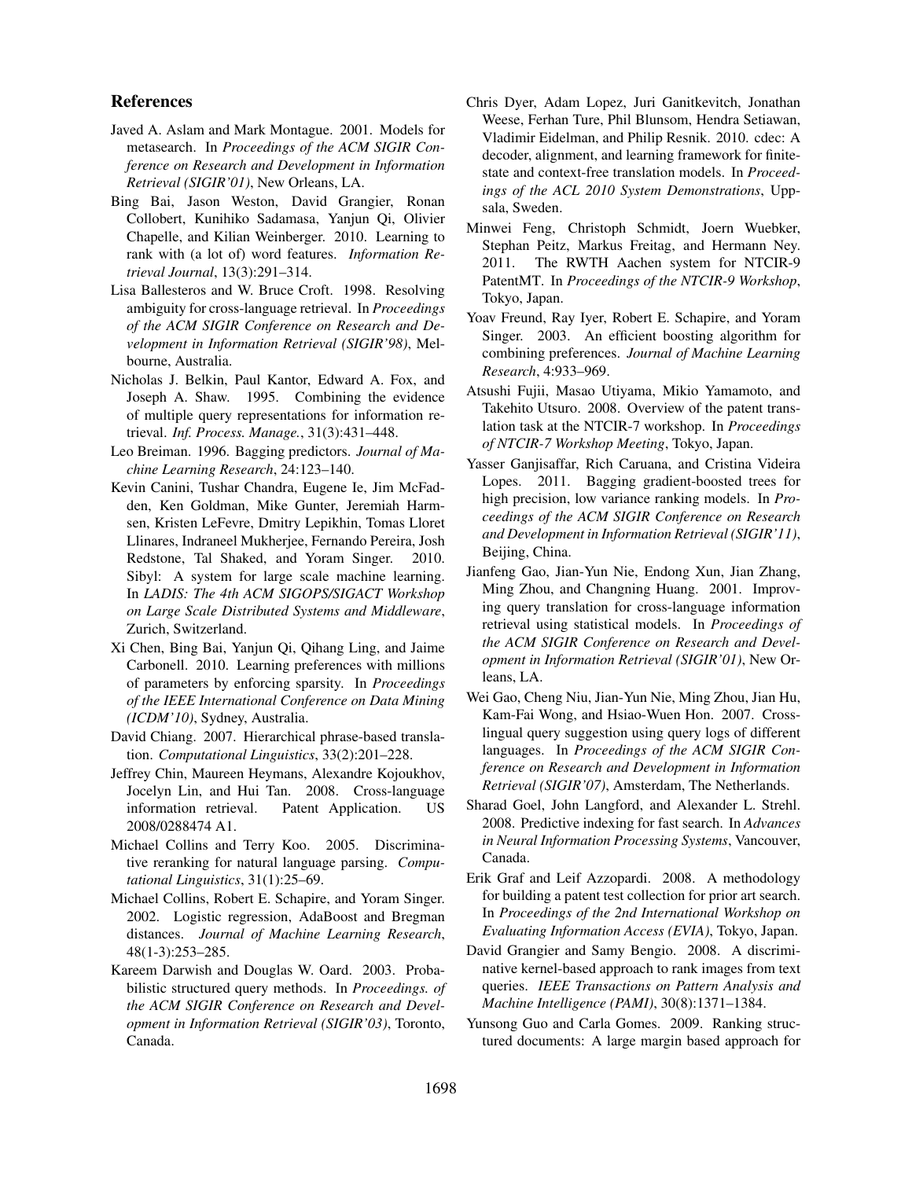## References

Javed A. Aslam and Mark Montague. 2001. Models for metasearch. In *Proceedings of the ACM SIGIR Conference on Research and Development in Information Retrieval (SIGIR'01)*, New Orleans, LA.

Bing Bai, Jason Weston, David Grangier, Ronan Collobert, Kunihiko Sadamasa, Yanjun Qi, Olivier Chapelle, and Kilian Weinberger. 2010. Learning to rank with (a lot of) word features. *Information Retrieval Journal*, 13(3):291–314.

Lisa Ballesteros and W. Bruce Croft. 1998. Resolving ambiguity for cross-language retrieval. In *Proceedings of the ACM SIGIR Conference on Research and Development in Information Retrieval (SIGIR'98)*, Melbourne, Australia.

Nicholas J. Belkin, Paul Kantor, Edward A. Fox, and Joseph A. Shaw. 1995. Combining the evidence of multiple query representations for information retrieval. *Inf. Process. Manage.*, 31(3):431–448.

Leo Breiman. 1996. Bagging predictors. *Journal of Machine Learning Research*, 24:123–140.

Kevin Canini, Tushar Chandra, Eugene Ie, Jim McFadden, Ken Goldman, Mike Gunter, Jeremiah Harmsen, Kristen LeFevre, Dmitry Lepikhin, Tomas Lloret Llinares, Indraneel Mukherjee, Fernando Pereira, Josh Redstone, Tal Shaked, and Yoram Singer. 2010. Sibyl: A system for large scale machine learning. In *LADIS: The 4th ACM SIGOPS/SIGACT Workshop on Large Scale Distributed Systems and Middleware*, Zurich, Switzerland.

Xi Chen, Bing Bai, Yanjun Qi, Qihang Ling, and Jaime Carbonell. 2010. Learning preferences with millions of parameters by enforcing sparsity. In *Proceedings of the IEEE International Conference on Data Mining (ICDM'10)*, Sydney, Australia.

David Chiang. 2007. Hierarchical phrase-based translation. *Computational Linguistics*, 33(2):201–228.

Jeffrey Chin, Maureen Heymans, Alexandre Kojoukhov, Jocelyn Lin, and Hui Tan. 2008. Cross-language information retrieval. Patent Application. US 2008/0288474 A1.

Michael Collins and Terry Koo. 2005. Discriminative reranking for natural language parsing. *Computational Linguistics*, 31(1):25–69.

Michael Collins, Robert E. Schapire, and Yoram Singer. 2002. Logistic regression, AdaBoost and Bregman distances. *Journal of Machine Learning Research*, 48(1-3):253–285.

Kareem Darwish and Douglas W. Oard. 2003. Probabilistic structured query methods. In *Proceedings. of the ACM SIGIR Conference on Research and Development in Information Retrieval (SIGIR'03)*, Toronto, Canada.

Chris Dyer, Adam Lopez, Juri Ganitkevitch, Jonathan Weese, Ferhan Ture, Phil Blunsom, Hendra Setiawan, Vladimir Eidelman, and Philip Resnik. 2010. cdec: A decoder, alignment, and learning framework for finite-state and context-free translation models. In *Proceedings of the ACL 2010 System Demonstrations*, Uppsala, Sweden.

Minwei Feng, Christoph Schmidt, Joern Wuebker, Stephan Peitz, Markus Freitag, and Hermann Ney. 2011. The RWTH Aachen system for NTCIR-9 PatentMT. In *Proceedings of the NTCIR-9 Workshop*, Tokyo, Japan.

Yoav Freund, Ray Iyer, Robert E. Schapire, and Yoram Singer. 2003. An efficient boosting algorithm for combining preferences. *Journal of Machine Learning Research*, 4:933–969.

Atsushi Fujii, Masao Utiyama, Mikio Yamamoto, and Takehito Utsuro. 2008. Overview of the patent translation task at the NTCIR-7 workshop. In *Proceedings of NTCIR-7 Workshop Meeting*, Tokyo, Japan.

Yasser Ganjisaffar, Rich Caruana, and Cristina Videira Lopes. 2011. Bagging gradient-boosted trees for high precision, low variance ranking models. In *Proceedings of the ACM SIGIR Conference on Research and Development in Information Retrieval (SIGIR'11)*, Beijing, China.

Jianfeng Gao, Jian-Yun Nie, Endong Xun, Jian Zhang, Ming Zhou, and Changning Huang. 2001. Improving query translation for cross-language information retrieval using statistical models. In *Proceedings of the ACM SIGIR Conference on Research and Development in Information Retrieval (SIGIR'01)*, New Orleans, LA.

Wei Gao, Cheng Niu, Jian-Yun Nie, Ming Zhou, Jian Hu, Kam-Fai Wong, and Hsiao-Wuen Hon. 2007. Cross-lingual query suggestion using query logs of different languages. In *Proceedings of the ACM SIGIR Conference on Research and Development in Information Retrieval (SIGIR'07)*, Amsterdam, The Netherlands.

Sharad Goel, John Langford, and Alexander L. Strehl. 2008. Predictive indexing for fast search. In *Advances in Neural Information Processing Systems*, Vancouver, Canada.

Erik Graf and Leif Azzopardi. 2008. A methodology for building a patent test collection for prior art search. In *Proceedings of the 2nd International Workshop on Evaluating Information Access (EVIA)*, Tokyo, Japan.

David Grangier and Samy Bengio. 2008. A discriminative kernel-based approach to rank images from text queries. *IEEE Transactions on Pattern Analysis and Machine Intelligence (PAMI)*, 30(8):1371–1384.

Yunsong Guo and Carla Gomes. 2009. Ranking structured documents: A large margin based approach for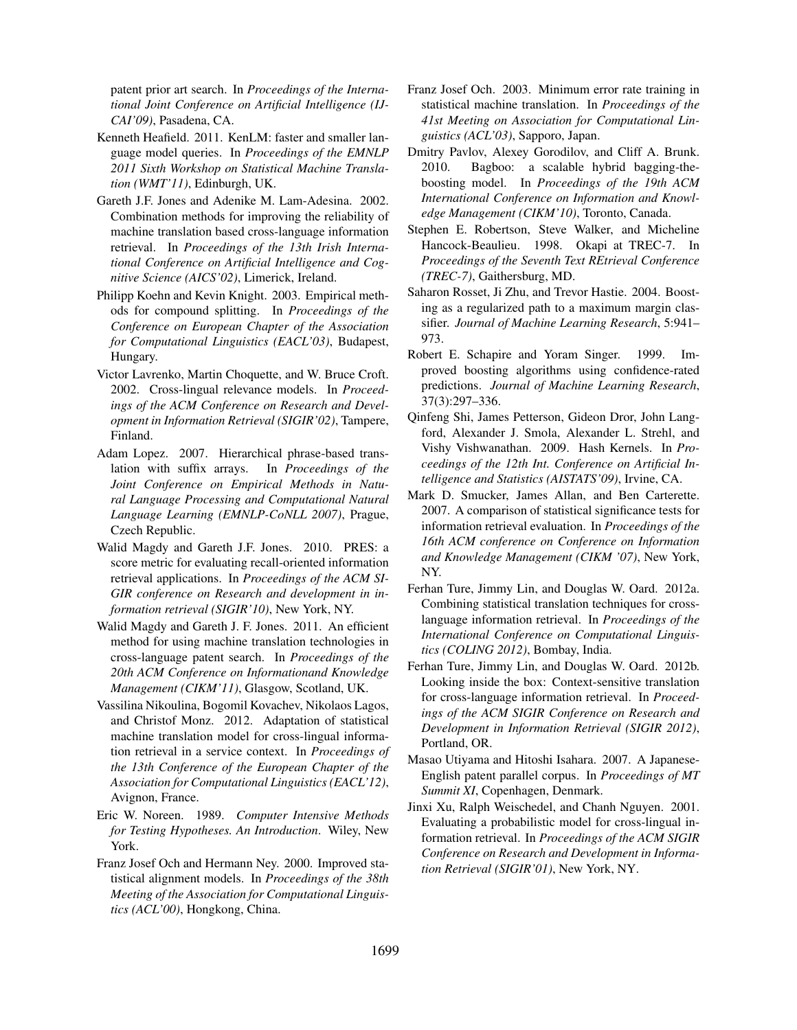patent prior art search. In *Proceedings of the International Joint Conference on Artificial Intelligence (IJCAI'09)*, Pasadena, CA.

Kenneth Heafield. 2011. KenLM: faster and smaller language model queries. In *Proceedings of the EMNLP 2011 Sixth Workshop on Statistical Machine Translation (WMT'11)*, Edinburgh, UK.

Gareth J.F. Jones and Adenike M. Lam-Adesina. 2002. Combination methods for improving the reliability of machine translation based cross-language information retrieval. In *Proceedings of the 13th Irish International Conference on Artificial Intelligence and Cognitive Science (AICS'02)*, Limerick, Ireland.

Philipp Koehn and Kevin Knight. 2003. Empirical methods for compound splitting. In *Proceedings of the Conference on European Chapter of the Association for Computational Linguistics (EACL'03)*, Budapest, Hungary.

Victor Lavrenko, Martin Choquette, and W. Bruce Croft. 2002. Cross-lingual relevance models. In *Proceedings of the ACM Conference on Research and Development in Information Retrieval (SIGIR'02)*, Tampere, Finland.

Adam Lopez. 2007. Hierarchical phrase-based translation with suffix arrays. In *Proceedings of the Joint Conference on Empirical Methods in Natural Language Processing and Computational Natural Language Learning (EMNLP-CoNLL 2007)*, Prague, Czech Republic.

Walid Magdy and Gareth J.F. Jones. 2010. PRES: a score metric for evaluating recall-oriented information retrieval applications. In *Proceedings of the ACM SIGIR conference on Research and development in information retrieval (SIGIR'10)*, New York, NY.

Walid Magdy and Gareth J. F. Jones. 2011. An efficient method for using machine translation technologies in cross-language patent search. In *Proceedings of the 20th ACM Conference on Informationand Knowledge Management (CIKM'11)*, Glasgow, Scotland, UK.

Vassilina Nikoulina, Bogomil Kovachev, Nikolaos Lagos, and Christof Monz. 2012. Adaptation of statistical machine translation model for cross-lingual information retrieval in a service context. In *Proceedings of the 13th Conference of the European Chapter of the Association for Computational Linguistics (EACL'12)*, Avignon, France.

Eric W. Noreen. 1989. *Computer Intensive Methods for Testing Hypotheses. An Introduction*. Wiley, New York.

Franz Josef Och and Hermann Ney. 2000. Improved statistical alignment models. In *Proceedings of the 38th Meeting of the Association for Computational Linguistics (ACL'00)*, Hongkong, China.

Franz Josef Och. 2003. Minimum error rate training in statistical machine translation. In *Proceedings of the 41st Meeting on Association for Computational Linguistics (ACL'03)*, Sapporo, Japan.

Dmitry Pavlov, Alexey Gorodilov, and Cliff A. Brunk. 2010. Bagboo: a scalable hybrid bagging-the-boosting model. In *Proceedings of the 19th ACM International Conference on Information and Knowledge Management (CIKM'10)*, Toronto, Canada.

Stephen E. Robertson, Steve Walker, and Micheline Hancock-Beaulieu. 1998. Okapi at TREC-7. In *Proceedings of the Seventh Text REtrieval Conference (TREC-7)*, Gaithersburg, MD.

Saharon Rosset, Ji Zhu, and Trevor Hastie. 2004. Boosting as a regularized path to a maximum margin classifier. *Journal of Machine Learning Research*, 5:941–973.

Robert E. Schapire and Yoram Singer. 1999. Improved boosting algorithms using confidence-rated predictions. *Journal of Machine Learning Research*, 37(3):297–336.

Qinfeng Shi, James Petterson, Gideon Dror, John Langford, Alexander J. Smola, Alexander L. Strehl, and Vishy Vishwanathan. 2009. Hash Kernels. In *Proceedings of the 12th Int. Conference on Artificial Intelligence and Statistics (AISTATS'09)*, Irvine, CA.

Mark D. Smucker, James Allan, and Ben Carterette. 2007. A comparison of statistical significance tests for information retrieval evaluation. In *Proceedings of the 16th ACM conference on Conference on Information and Knowledge Management (CIKM '07)*, New York, NY.

Ferhan Ture, Jimmy Lin, and Douglas W. Oard. 2012a. Combining statistical translation techniques for cross-language information retrieval. In *Proceedings of the International Conference on Computational Linguistics (COLING 2012)*, Bombay, India.

Ferhan Ture, Jimmy Lin, and Douglas W. Oard. 2012b. Looking inside the box: Context-sensitive translation for cross-language information retrieval. In *Proceedings of the ACM SIGIR Conference on Research and Development in Information Retrieval (SIGIR 2012)*, Portland, OR.

Masao Utiyama and Hitoshi Isahara. 2007. A Japanese-English patent parallel corpus. In *Proceedings of MT Summit XI*, Copenhagen, Denmark.

Jinxi Xu, Ralph Weischedel, and Chanh Nguyen. 2001. Evaluating a probabilistic model for cross-lingual information retrieval. In *Proceedings of the ACM SIGIR Conference on Research and Development in Information Retrieval (SIGIR'01)*, New York, NY.